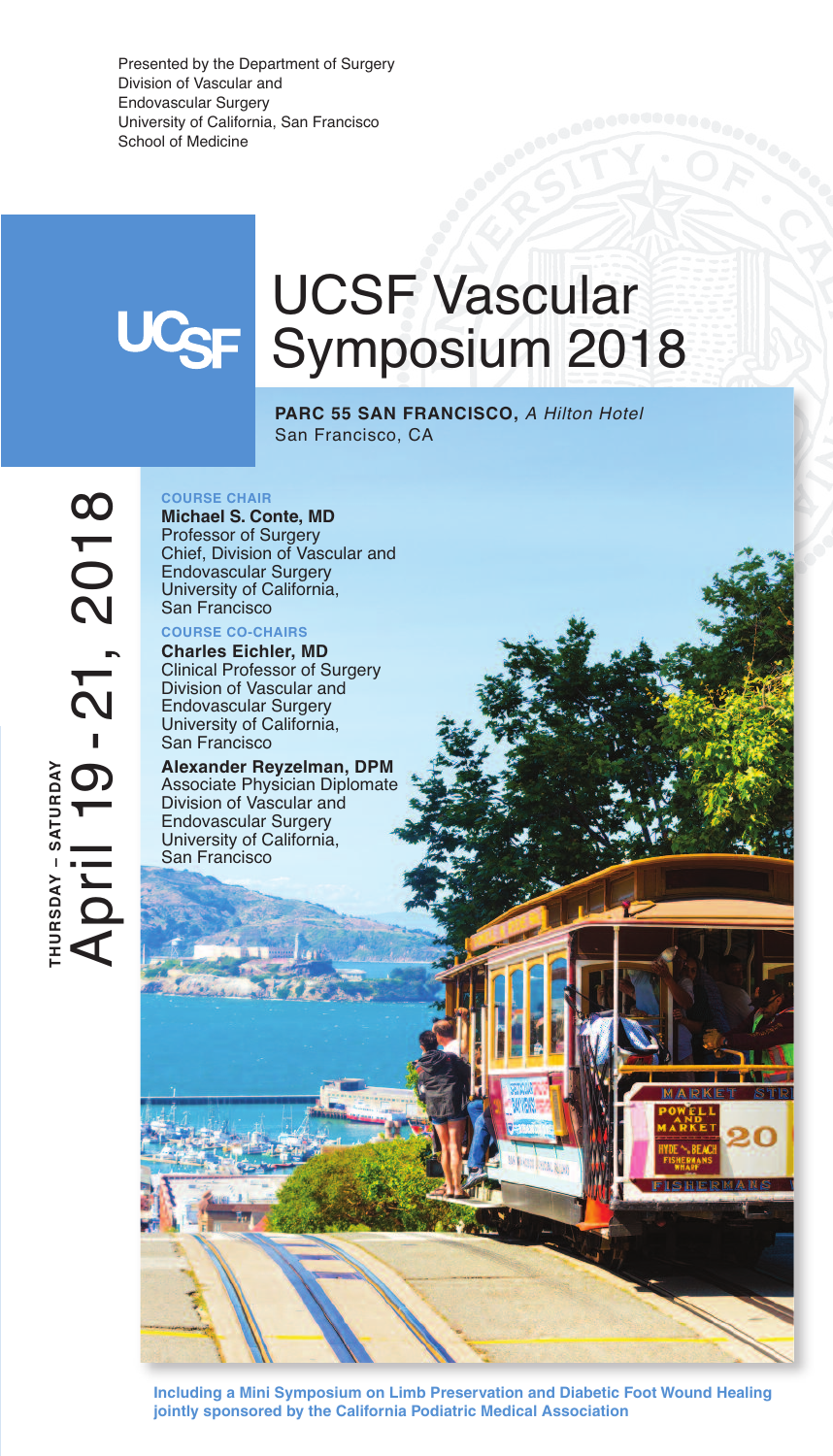Presented by the Department of Surgery
Division of Vascular and
Endovascular Surgery
University of California, San Francisco
School of Medicine

# UCSF Vascular Symposium 2018

**PARC 55 SAN FRANCISCO,** *A Hilton Hotel*
San Francisco, CA

**THURSDAY – SATURDAY**
April 19 - 21, 2018

**COURSE CHAIR**

**Michael S. Conte, MD**
Professor of Surgery
Chief, Division of Vascular and Endovascular Surgery
University of California, San Francisco

**COURSE CO-CHAIRS**

**Charles Eichler, MD**
Clinical Professor of Surgery
Division of Vascular and Endovascular Surgery
University of California, San Francisco

**Alexander Reyzelman, DPM**
Associate Physician Diplomate
Division of Vascular and Endovascular Surgery
University of California, San Francisco

**Including a Mini Symposium on Limb Preservation and Diabetic Foot Wound Healing jointly sponsored by the California Podiatric Medical Association**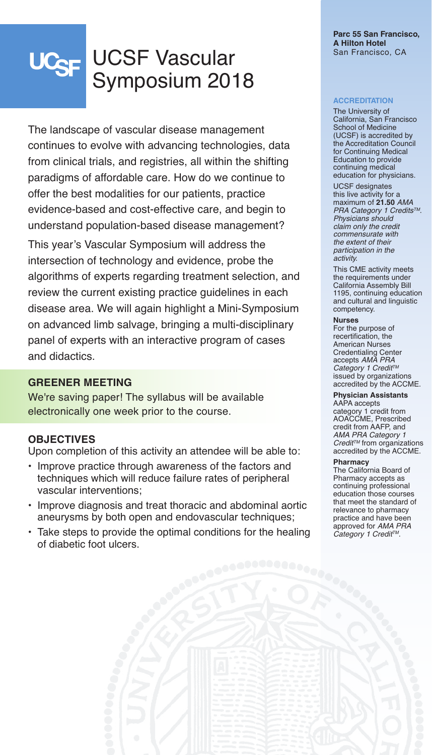# UCSF Vascular Symposium 2018

The landscape of vascular disease management continues to evolve with advancing technologies, data from clinical trials, and registries, all within the shifting paradigms of affordable care. How do we continue to offer the best modalities for our patients, practice evidence-based and cost-effective care, and begin to understand population-based disease management?

This year's Vascular Symposium will address the intersection of technology and evidence, probe the algorithms of experts regarding treatment selection, and review the current existing practice guidelines in each disease area. We will again highlight a Mini-Symposium on advanced limb salvage, bringing a multi-disciplinary panel of experts with an interactive program of cases and didactics.

## GREENER MEETING

We're saving paper! The syllabus will be available electronically one week prior to the course.

## OBJECTIVES

Upon completion of this activity an attendee will be able to:

- Improve practice through awareness of the factors and techniques which will reduce failure rates of peripheral vascular interventions;
- Improve diagnosis and treat thoracic and abdominal aortic aneurysms by both open and endovascular techniques;
- Take steps to provide the optimal conditions for the healing of diabetic foot ulcers.

**Parc 55 San Francisco, A Hilton Hotel**
San Francisco, CA

## ACCREDITATION

The University of California, San Francisco School of Medicine (UCSF) is accredited by the Accreditation Council for Continuing Medical Education to provide continuing medical education for physicians.

UCSF designates this live activity for a maximum of **21.50** *AMA PRA Category 1 Credits™. Physicians should claim only the credit commensurate with the extent of their participation in the activity.*

This CME activity meets the requirements under California Assembly Bill 1195, continuing education and cultural and linguistic competency.

**Nurses**
For the purpose of recertification, the American Nurses Credentialing Center accepts *AMA PRA Category 1 Credit™* issued by organizations accredited by the ACCME.

**Physician Assistants**
AAPA accepts category 1 credit from AOACCME, Prescribed credit from AAFP, and *AMA PRA Category 1 Credit™* from organizations accredited by the ACCME.

**Pharmacy**
The California Board of Pharmacy accepts as continuing professional education those courses that meet the standard of relevance to pharmacy practice and have been approved for *AMA PRA Category 1 Credit™*.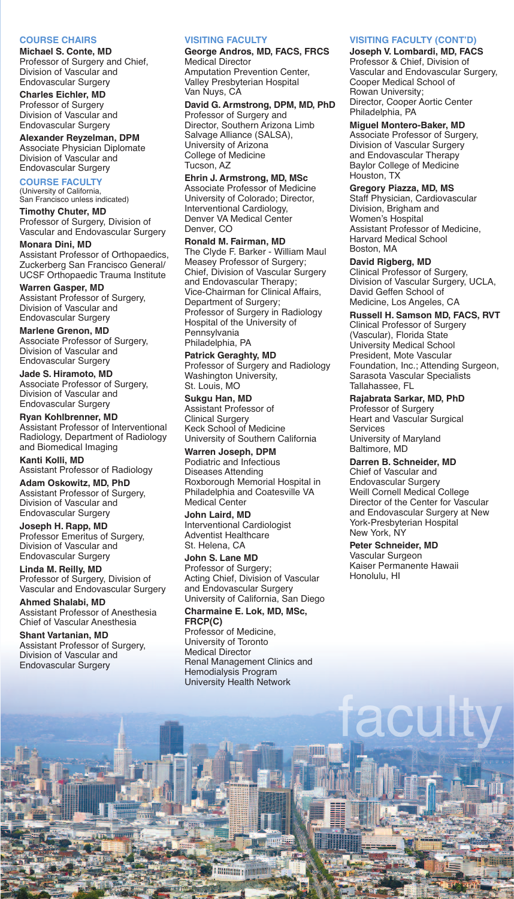## COURSE CHAIRS

**Michael S. Conte, MD**
Professor of Surgery and Chief, Division of Vascular and Endovascular Surgery

**Charles Eichler, MD**
Professor of Surgery
Division of Vascular and Endovascular Surgery

**Alexander Reyzelman, DPM**
Associate Physician Diplomate
Division of Vascular and Endovascular Surgery

## COURSE FACULTY

(University of California, San Francisco unless indicated)

**Timothy Chuter, MD**
Professor of Surgery, Division of Vascular and Endovascular Surgery

**Monara Dini, MD**
Assistant Professor of Orthopaedics, Zuckerberg San Francisco General/ UCSF Orthopaedic Trauma Institute

**Warren Gasper, MD**
Assistant Professor of Surgery, Division of Vascular and Endovascular Surgery

**Marlene Grenon, MD**
Associate Professor of Surgery, Division of Vascular and Endovascular Surgery

**Jade S. Hiramoto, MD**
Associate Professor of Surgery, Division of Vascular and Endovascular Surgery

**Ryan Kohlbrenner, MD**
Assistant Professor of Interventional Radiology, Department of Radiology and Biomedical Imaging

**Kanti Kolli, MD**
Assistant Professor of Radiology

**Adam Oskowitz, MD, PhD**
Assistant Professor of Surgery, Division of Vascular and Endovascular Surgery

**Joseph H. Rapp, MD**
Professor Emeritus of Surgery, Division of Vascular and Endovascular Surgery

**Linda M. Reilly, MD**
Professor of Surgery, Division of Vascular and Endovascular Surgery

**Ahmed Shalabi, MD**
Assistant Professor of Anesthesia
Chief of Vascular Anesthesia

**Shant Vartanian, MD**
Assistant Professor of Surgery, Division of Vascular and Endovascular Surgery

## VISITING FACULTY

**George Andros, MD, FACS, FRCS**
Medical Director
Amputation Prevention Center, Valley Presbyterian Hospital
Van Nuys, CA

**David G. Armstrong, DPM, MD, PhD**
Professor of Surgery and Director, Southern Arizona Limb Salvage Alliance (SALSA), University of Arizona College of Medicine
Tucson, AZ

**Ehrin J. Armstrong, MD, MSc**
Associate Professor of Medicine University of Colorado; Director, Interventional Cardiology, Denver VA Medical Center
Denver, CO

**Ronald M. Fairman, MD**
The Clyde F. Barker - William Maul Measey Professor of Surgery; Chief, Division of Vascular Surgery and Endovascular Therapy; Vice-Chairman for Clinical Affairs, Department of Surgery; Professor of Surgery in Radiology Hospital of the University of Pennsylvania
Philadelphia, PA

**Patrick Geraghty, MD**
Professor of Surgery and Radiology Washington University,
St. Louis, MO

**Sukgu Han, MD**
Assistant Professor of Clinical Surgery
Keck School of Medicine
University of Southern California

**Warren Joseph, DPM**
Podiatric and Infectious Diseases Attending
Roxborough Memorial Hospital in Philadelphia and Coatesville VA Medical Center

**John Laird, MD**
Interventional Cardiologist
Adventist Healthcare
St. Helena, CA

**John S. Lane MD**
Professor of Surgery;
Acting Chief, Division of Vascular and Endovascular Surgery
University of California, San Diego

**Charmaine E. Lok, MD, MSc, FRCP(C)**
Professor of Medicine, University of Toronto
Medical Director
Renal Management Clinics and Hemodialysis Program
University Health Network

## VISITING FACULTY (CONT'D)

**Joseph V. Lombardi, MD, FACS**
Professor & Chief, Division of Vascular and Endovascular Surgery, Cooper Medical School of Rowan University;
Director, Cooper Aortic Center
Philadelphia, PA

**Miguel Montero-Baker, MD**
Associate Professor of Surgery, Division of Vascular Surgery and Endovascular Therapy
Baylor College of Medicine
Houston, TX

**Gregory Piazza, MD, MS**
Staff Physician, Cardiovascular Division, Brigham and Women's Hospital
Assistant Professor of Medicine, Harvard Medical School
Boston, MA

**David Rigberg, MD**
Clinical Professor of Surgery, Division of Vascular Surgery, UCLA, David Geffen School of Medicine, Los Angeles, CA

**Russell H. Samson MD, FACS, RVT**
Clinical Professor of Surgery (Vascular), Florida State University Medical School
President, Mote Vascular Foundation, Inc.; Attending Surgeon, Sarasota Vascular Specialists
Tallahassee, FL

**Rajabrata Sarkar, MD, PhD**
Professor of Surgery
Heart and Vascular Surgical Services
University of Maryland
Baltimore, MD

**Darren B. Schneider, MD**
Chief of Vascular and Endovascular Surgery
Weill Cornell Medical College
Director of the Center for Vascular and Endovascular Surgery at New York-Presbyterian Hospital
New York, NY

**Peter Schneider, MD**
Vascular Surgeon
Kaiser Permanente Hawaii
Honolulu, HI

faculty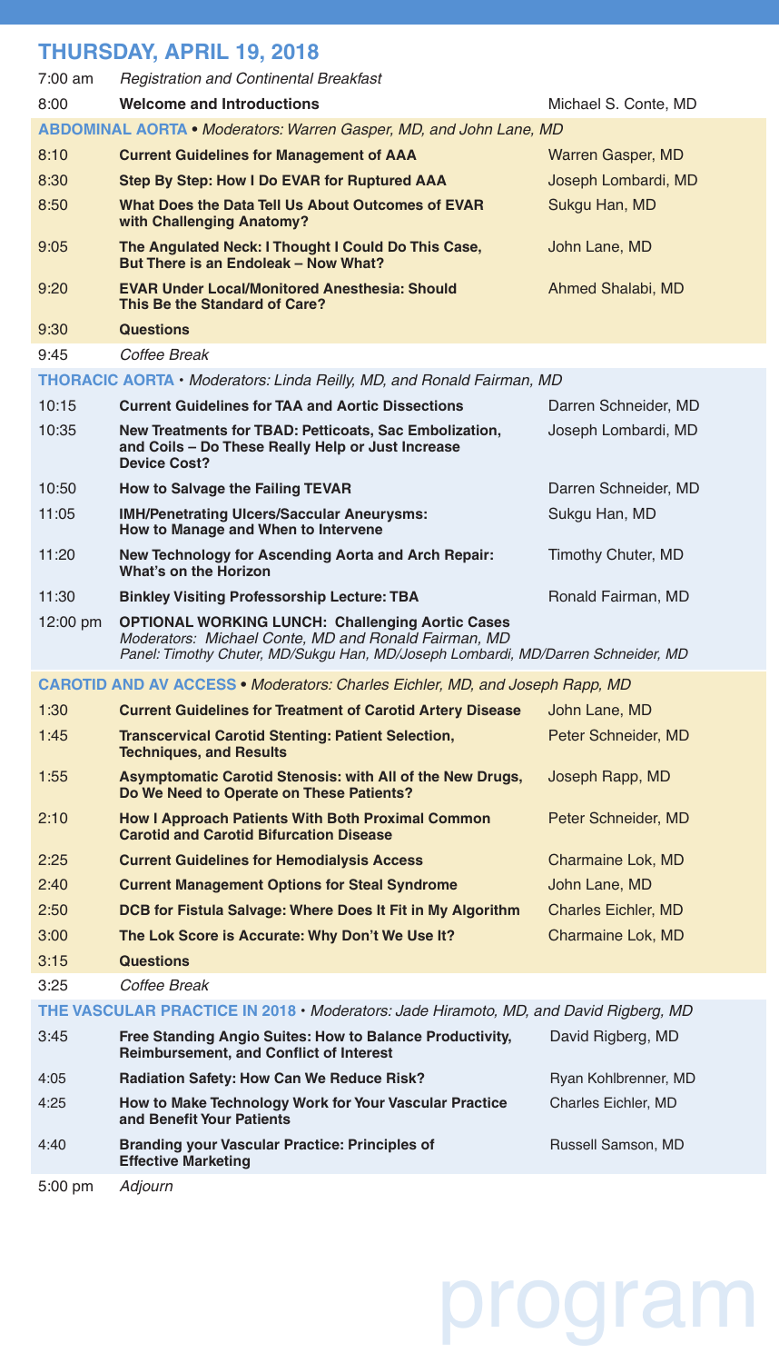## THURSDAY, APRIL 19, 2018

| Time | Session | Speaker |
|---|---|---|
| 7:00 am | *Registration and Continental Breakfast* | |
| 8:00 | **Welcome and Introductions** | Michael S. Conte, MD |

**ABDOMINAL AORTA** • *Moderators: Warren Gasper, MD, and John Lane, MD*

| Time | Session | Speaker |
|---|---|---|
| 8:10 | **Current Guidelines for Management of AAA** | Warren Gasper, MD |
| 8:30 | **Step By Step: How I Do EVAR for Ruptured AAA** | Joseph Lombardi, MD |
| 8:50 | **What Does the Data Tell Us About Outcomes of EVAR with Challenging Anatomy?** | Sukgu Han, MD |
| 9:05 | **The Angulated Neck: I Thought I Could Do This Case, But There is an Endoleak – Now What?** | John Lane, MD |
| 9:20 | **EVAR Under Local/Monitored Anesthesia: Should This Be the Standard of Care?** | Ahmed Shalabi, MD |
| 9:30 | **Questions** | |
| 9:45 | *Coffee Break* | |

**THORACIC AORTA** • *Moderators: Linda Reilly, MD, and Ronald Fairman, MD*

| Time | Session | Speaker |
|---|---|---|
| 10:15 | **Current Guidelines for TAA and Aortic Dissections** | Darren Schneider, MD |
| 10:35 | **New Treatments for TBAD: Petticoats, Sac Embolization, and Coils – Do These Really Help or Just Increase Device Cost?** | Joseph Lombardi, MD |
| 10:50 | **How to Salvage the Failing TEVAR** | Darren Schneider, MD |
| 11:05 | **IMH/Penetrating Ulcers/Saccular Aneurysms: How to Manage and When to Intervene** | Sukgu Han, MD |
| 11:20 | **New Technology for Ascending Aorta and Arch Repair: What's on the Horizon** | Timothy Chuter, MD |
| 11:30 | **Binkley Visiting Professorship Lecture: TBA** | Ronald Fairman, MD |
| 12:00 pm | **OPTIONAL WORKING LUNCH: Challenging Aortic Cases** *Moderators: Michael Conte, MD and Ronald Fairman, MD* *Panel: Timothy Chuter, MD/Sukgu Han, MD/Joseph Lombardi, MD/Darren Schneider, MD* | |

**CAROTID AND AV ACCESS** • *Moderators: Charles Eichler, MD, and Joseph Rapp, MD*

| Time | Session | Speaker |
|---|---|---|
| 1:30 | **Current Guidelines for Treatment of Carotid Artery Disease** | John Lane, MD |
| 1:45 | **Transcervical Carotid Stenting: Patient Selection, Techniques, and Results** | Peter Schneider, MD |
| 1:55 | **Asymptomatic Carotid Stenosis: with All of the New Drugs, Do We Need to Operate on These Patients?** | Joseph Rapp, MD |
| 2:10 | **How I Approach Patients With Both Proximal Common Carotid and Carotid Bifurcation Disease** | Peter Schneider, MD |
| 2:25 | **Current Guidelines for Hemodialysis Access** | Charmaine Lok, MD |
| 2:40 | **Current Management Options for Steal Syndrome** | John Lane, MD |
| 2:50 | **DCB for Fistula Salvage: Where Does It Fit in My Algorithm** | Charles Eichler, MD |
| 3:00 | **The Lok Score is Accurate: Why Don't We Use It?** | Charmaine Lok, MD |
| 3:15 | **Questions** | |
| 3:25 | *Coffee Break* | |

**THE VASCULAR PRACTICE IN 2018** • *Moderators: Jade Hiramoto, MD, and David Rigberg, MD*

| Time | Session | Speaker |
|---|---|---|
| 3:45 | **Free Standing Angio Suites: How to Balance Productivity, Reimbursement, and Conflict of Interest** | David Rigberg, MD |
| 4:05 | **Radiation Safety: How Can We Reduce Risk?** | Ryan Kohlbrenner, MD |
| 4:25 | **How to Make Technology Work for Your Vascular Practice and Benefit Your Patients** | Charles Eichler, MD |
| 4:40 | **Branding your Vascular Practice: Principles of Effective Marketing** | Russell Samson, MD |
| 5:00 pm | *Adjourn* | |

program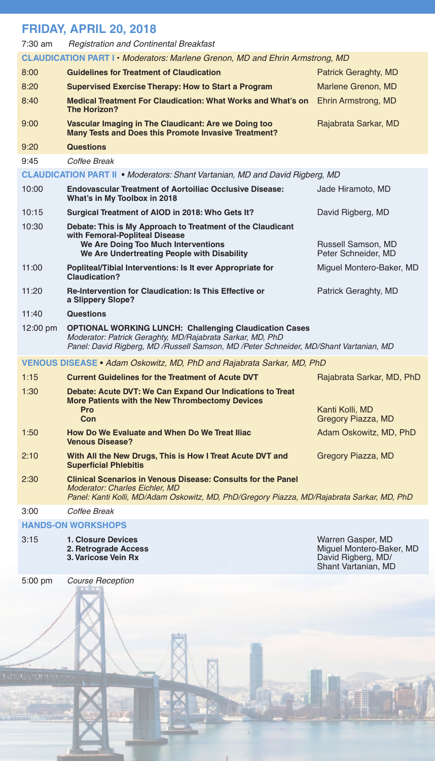## FRIDAY, APRIL 20, 2018

7:30 am *Registration and Continental Breakfast*

**CLAUDICATION PART I** • *Moderators: Marlene Grenon, MD and Ehrin Armstrong, MD*

| Time | Session | Speaker |
|---|---|---|
| 8:00 | **Guidelines for Treatment of Claudication** | Patrick Geraghty, MD |
| 8:20 | **Supervised Exercise Therapy: How to Start a Program** | Marlene Grenon, MD |
| 8:40 | **Medical Treatment For Claudication: What Works and What's on The Horizon?** | Ehrin Armstrong, MD |
| 9:00 | **Vascular Imaging in The Claudicant: Are we Doing too Many Tests and Does this Promote Invasive Treatment?** | Rajabrata Sarkar, MD |
| 9:20 | **Questions** | |
| 9:45 | *Coffee Break* | |

**CLAUDICATION PART II** • *Moderators: Shant Vartanian, MD and David Rigberg, MD*

| Time | Session | Speaker |
|---|---|---|
| 10:00 | **Endovascular Treatment of Aortoiliac Occlusive Disease: What's in My Toolbox in 2018** | Jade Hiramoto, MD |
| 10:15 | **Surgical Treatment of AIOD in 2018: Who Gets It?** | David Rigberg, MD |
| 10:30 | **Debate: This is My Approach to Treatment of the Claudicant with Femoral-Popliteal Disease** | |
| | **We Are Doing Too Much Interventions** | Russell Samson, MD |
| | **We Are Undertreating People with Disability** | Peter Schneider, MD |
| 11:00 | **Popliteal/Tibial Interventions: Is It ever Appropriate for Claudication?** | Miguel Montero-Baker, MD |
| 11:20 | **Re-Intervention for Claudication: Is This Effective or a Slippery Slope?** | Patrick Geraghty, MD |
| 11:40 | **Questions** | |

12:00 pm **OPTIONAL WORKING LUNCH: Challenging Claudication Cases**
*Moderator: Patrick Geraghty, MD/Rajabrata Sarkar, MD, PhD*
*Panel: David Rigberg, MD /Russell Samson, MD /Peter Schneider, MD/Shant Vartanian, MD*

**VENOUS DISEASE** • *Adam Oskowitz, MD, PhD and Rajabrata Sarkar, MD, PhD*

| Time | Session | Speaker |
|---|---|---|
| 1:15 | **Current Guidelines for the Treatment of Acute DVT** | Rajabrata Sarkar, MD, PhD |
| 1:30 | **Debate: Acute DVT: We Can Expand Our Indications to Treat More Patients with the New Thrombectomy Devices** | |
| | **Pro** | Kanti Kolli, MD |
| | **Con** | Gregory Piazza, MD |
| 1:50 | **How Do We Evaluate and When Do We Treat Iliac Venous Disease?** | Adam Oskowitz, MD, PhD |
| 2:10 | **With All the New Drugs, This is How I Treat Acute DVT and Superficial Phlebitis** | Gregory Piazza, MD |

2:30 **Clinical Scenarios in Venous Disease: Consults for the Panel**
*Moderator: Charles Eichler, MD*
*Panel: Kanti Kolli, MD/Adam Oskowitz, MD, PhD/Gregory Piazza, MD/Rajabrata Sarkar, MD, PhD*

3:00 *Coffee Break*

**HANDS-ON WORKSHOPS**

| Time | Workshop | Faculty |
|---|---|---|
| 3:15 | **1. Closure Devices** | Warren Gasper, MD |
| | **2. Retrograde Access** | Miguel Montero-Baker, MD |
| | **3. Varicose Vein Rx** | David Rigberg, MD/ Shant Vartanian, MD |

5:00 pm *Course Reception*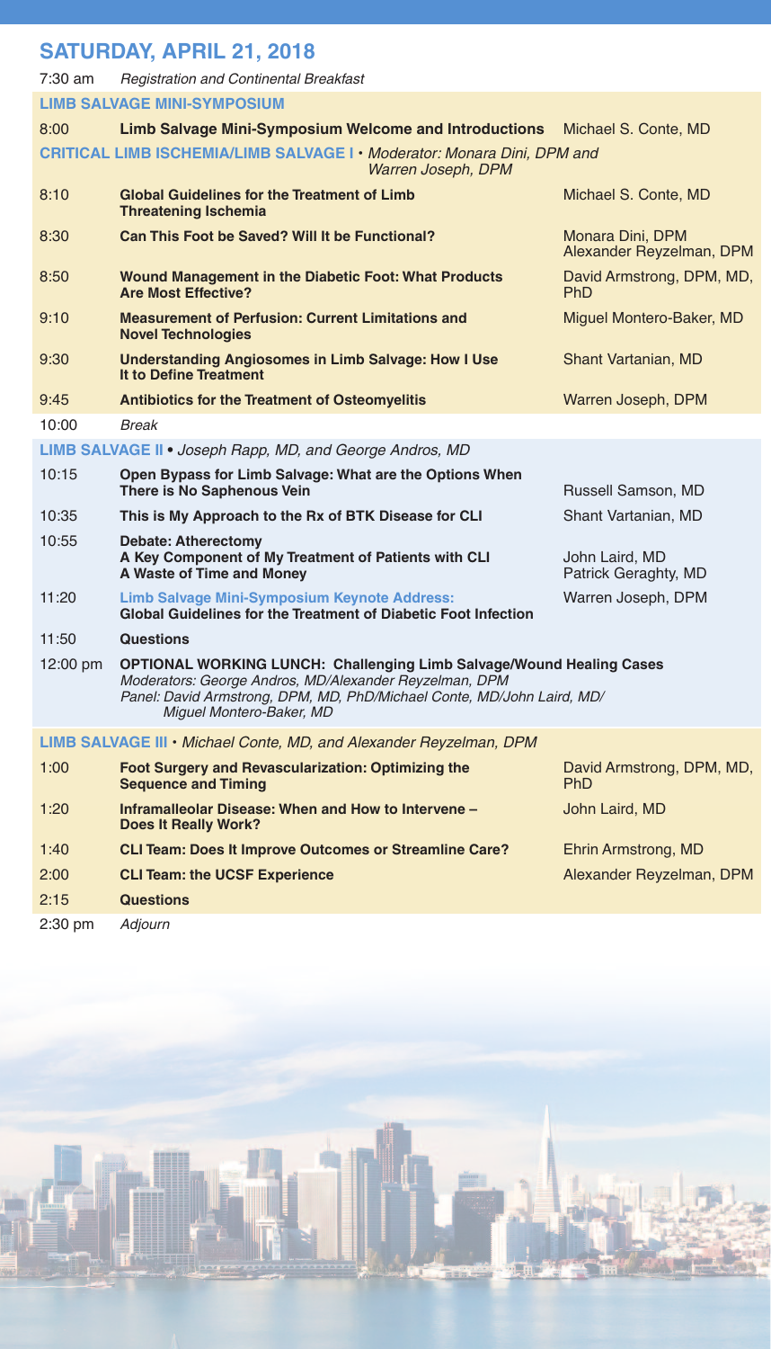## SATURDAY, APRIL 21, 2018

| | | |
|---|---|---|
| 7:30 am | *Registration and Continental Breakfast* | |
| **LIMB SALVAGE MINI-SYMPOSIUM** | | |
| 8:00 | **Limb Salvage Mini-Symposium Welcome and Introductions** | Michael S. Conte, MD |
| **CRITICAL LIMB ISCHEMIA/LIMB SALVAGE I** • *Moderator: Monara Dini, DPM and Warren Joseph, DPM* | | |
| 8:10 | **Global Guidelines for the Treatment of Limb Threatening Ischemia** | Michael S. Conte, MD |
| 8:30 | **Can This Foot be Saved? Will It be Functional?** | Monara Dini, DPM<br>Alexander Reyzelman, DPM |
| 8:50 | **Wound Management in the Diabetic Foot: What Products Are Most Effective?** | David Armstrong, DPM, MD, PhD |
| 9:10 | **Measurement of Perfusion: Current Limitations and Novel Technologies** | Miguel Montero-Baker, MD |
| 9:30 | **Understanding Angiosomes in Limb Salvage: How I Use It to Define Treatment** | Shant Vartanian, MD |
| 9:45 | **Antibiotics for the Treatment of Osteomyelitis** | Warren Joseph, DPM |
| 10:00 | *Break* | |
| **LIMB SALVAGE II** • *Joseph Rapp, MD, and George Andros, MD* | | |
| 10:15 | **Open Bypass for Limb Salvage: What are the Options When There is No Saphenous Vein** | Russell Samson, MD |
| 10:35 | **This is My Approach to the Rx of BTK Disease for CLI** | Shant Vartanian, MD |
| 10:55 | **Debate: Atherectomy**<br>**A Key Component of My Treatment of Patients with CLI**<br>**A Waste of Time and Money** | John Laird, MD<br>Patrick Geraghty, MD |
| 11:20 | **Limb Salvage Mini-Symposium Keynote Address:**<br>**Global Guidelines for the Treatment of Diabetic Foot Infection** | Warren Joseph, DPM |
| 11:50 | **Questions** | |
| 12:00 pm | **OPTIONAL WORKING LUNCH: Challenging Limb Salvage/Wound Healing Cases**<br>*Moderators: George Andros, MD/Alexander Reyzelman, DPM*<br>*Panel: David Armstrong, DPM, MD, PhD/Michael Conte, MD/John Laird, MD/ Miguel Montero-Baker, MD* | |
| **LIMB SALVAGE III** • *Michael Conte, MD, and Alexander Reyzelman, DPM* | | |
| 1:00 | **Foot Surgery and Revascularization: Optimizing the Sequence and Timing** | David Armstrong, DPM, MD, PhD |
| 1:20 | **Inframalleolar Disease: When and How to Intervene – Does It Really Work?** | John Laird, MD |
| 1:40 | **CLI Team: Does It Improve Outcomes or Streamline Care?** | Ehrin Armstrong, MD |
| 2:00 | **CLI Team: the UCSF Experience** | Alexander Reyzelman, DPM |
| 2:15 | **Questions** | |
| 2:30 pm | *Adjourn* | |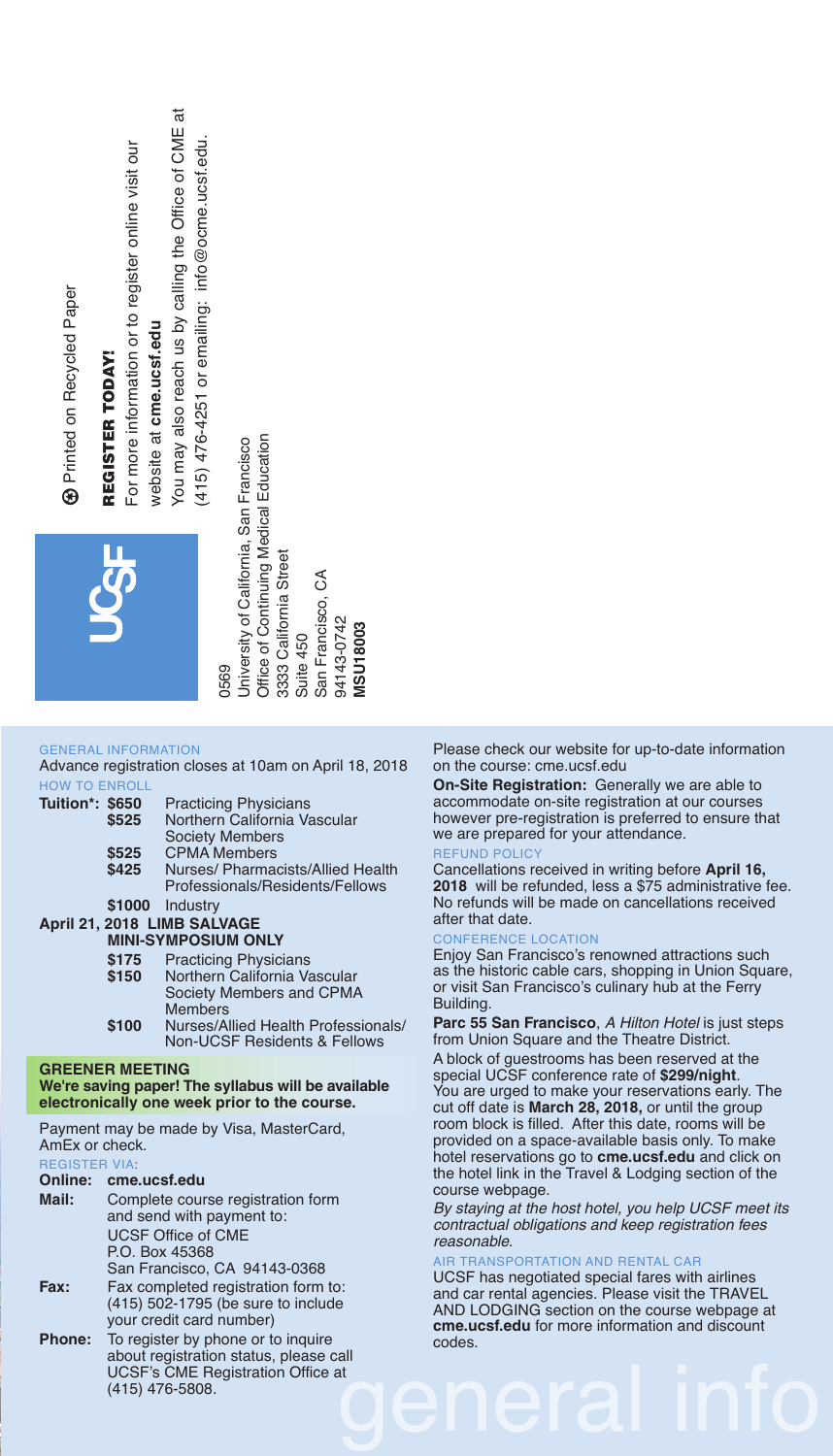Printed on Recycled Paper

**REGISTER TODAY!**

For more information or to register online visit our website at **cme.ucsf.edu**

You may also reach us by calling the Office of CME at (415) 476-4251 or emailing: info@ocme.ucsf.edu.

0569
University of California, San Francisco
Office of Continuing Medical Education
3333 California Street
Suite 450
San Francisco, CA
94143-0742
**MSU18003**

## GENERAL INFORMATION

Advance registration closes at 10am on April 18, 2018

### HOW TO ENROLL

| | | |
|---|---|---|
| **Tuition\*:** | **$650** | Practicing Physicians |
| | **$525** | Northern California Vascular Society Members |
| | **$525** | CPMA Members |
| | **$425** | Nurses/ Pharmacists/Allied Health Professionals/Residents/Fellows |
| | **$1000** | Industry |

**April 21, 2018 LIMB SALVAGE MINI-SYMPOSIUM ONLY**

| | |
|---|---|
| **$175** | Practicing Physicians |
| **$150** | Northern California Vascular Society Members and CPMA Members |
| **$100** | Nurses/Allied Health Professionals/ Non-UCSF Residents & Fellows |

**GREENER MEETING**

**We're saving paper! The syllabus will be available electronically one week prior to the course.**

Payment may be made by Visa, MasterCard, AmEx or check.

### REGISTER VIA:

**Online:** **cme.ucsf.edu**

**Mail:** Complete course registration form and send with payment to:
UCSF Office of CME
P.O. Box 45368
San Francisco, CA 94143-0368

**Fax:** Fax completed registration form to: (415) 502-1795 (be sure to include your credit card number)

**Phone:** To register by phone or to inquire about registration status, please call UCSF's CME Registration Office at (415) 476-5808.

Please check our website for up-to-date information on the course: cme.ucsf.edu

**On-Site Registration:** Generally we are able to accommodate on-site registration at our courses however pre-registration is preferred to ensure that we are prepared for your attendance.

### REFUND POLICY

Cancellations received in writing before **April 16, 2018** will be refunded, less a $75 administrative fee. No refunds will be made on cancellations received after that date.

### CONFERENCE LOCATION

Enjoy San Francisco's renowned attractions such as the historic cable cars, shopping in Union Square, or visit San Francisco's culinary hub at the Ferry Building.

**Parc 55 San Francisco**, *A Hilton Hotel* is just steps from Union Square and the Theatre District.

A block of guestrooms has been reserved at the special UCSF conference rate of **$299/night**. You are urged to make your reservations early. The cut off date is **March 28, 2018,** or until the group room block is filled. After this date, rooms will be provided on a space-available basis only. To make hotel reservations go to **cme.ucsf.edu** and click on the hotel link in the Travel & Lodging section of the course webpage.

*By staying at the host hotel, you help UCSF meet its contractual obligations and keep registration fees reasonable.*

### AIR TRANSPORTATION AND RENTAL CAR

UCSF has negotiated special fares with airlines and car rental agencies. Please visit the TRAVEL AND LODGING section on the course webpage at **cme.ucsf.edu** for more information and discount codes.

general info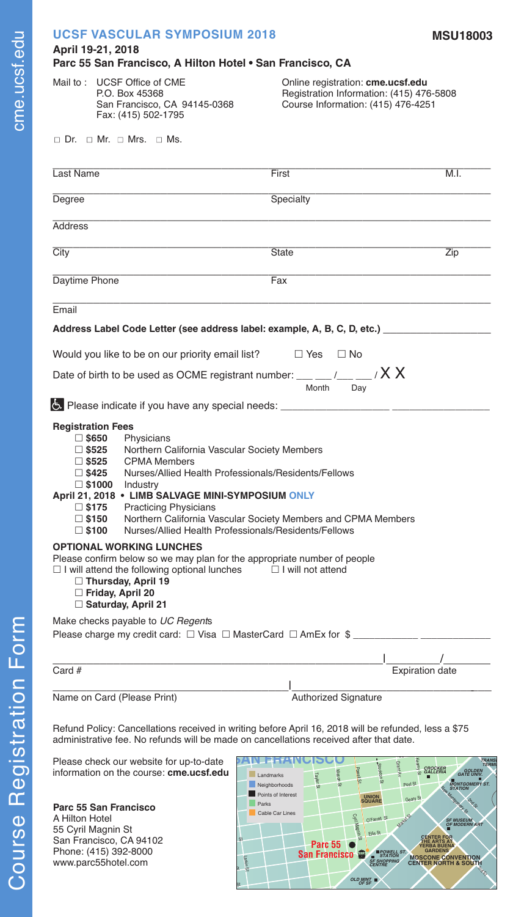cme.ucsf.edu

Course Registration Form

## UCSF VASCULAR SYMPOSIUM 2018

**MSU18003**

**April 19-21, 2018**

**Parc 55 San Francisco, A Hilton Hotel • San Francisco, CA**

Mail to : UCSF Office of CME
P.O. Box 45368
San Francisco, CA 94145-0368
Fax: (415) 502-1795

Online registration: **cme.ucsf.edu**
Registration Information: (415) 476-5808
Course Information: (415) 476-4251

☐ Dr. ☐ Mr. ☐ Mrs. ☐ Ms.

Last Name ____________________ First ____________________ M.I. ______

Degree ____________________ Specialty ____________________

Address ____________________

City ____________________ State ____________________ Zip ______

Daytime Phone ____________________ Fax ____________________

Email ____________________

**Address Label Code Letter (see address label: example, A, B, C, D, etc.)** ____________________

Would you like to be on our priority email list? ☐ Yes ☐ No

Date of birth to be used as OCME registrant number: ___ ___ /___ ___ / X X
Month Day

Please indicate if you have any special needs: ____________________

**Registration Fees**

- ☐ **$650** Physicians
- ☐ **$525** Northern California Vascular Society Members
- ☐ **$525** CPMA Members
- ☐ **$425** Nurses/Allied Health Professionals/Residents/Fellows
- ☐ **$1000** Industry

**April 21, 2018 • LIMB SALVAGE MINI-SYMPOSIUM ONLY**

- ☐ **$175** Practicing Physicians
- ☐ **$150** Northern California Vascular Society Members and CPMA Members
- ☐ **$100** Nurses/Allied Health Professionals/Residents/Fellows

**OPTIONAL WORKING LUNCHES**

Please confirm below so we may plan for the appropriate number of people

☐ I will attend the following optional lunches ☐ I will not attend

- ☐ **Thursday, April 19**
- ☐ **Friday, April 20**
- ☐ **Saturday, April 21**

Make checks payable to *UC Regents*

Please charge my credit card: ☐ Visa ☐ MasterCard ☐ AmEx for $ ____________________

Card # ____________________ | Expiration date ______ / ______

Name on Card (Please Print) ____________________ | Authorized Signature ____________________

Refund Policy: Cancellations received in writing before April 16, 2018 will be refunded, less a $75 administrative fee. No refunds will be made on cancellations received after that date.

Please check our website for up-to-date information on the course: **cme.ucsf.edu**

**Parc 55 San Francisco**
A Hilton Hotel
55 Cyril Magnin St
San Francisco, CA 94102
Phone: (415) 392-8000
www.parc55hotel.com

SAN FRANCISCO
Landmarks
Neighborhoods
Points of Interest
Parks
Cable Car Lines
Parc 55 San Francisco
UNION SQUARE
CROCKER GALLERIA
GOLDEN GATE UNIV.
MONTGOMERY ST. STATION
SF MUSEUM OF MODERN ART
CENTER FOR THE ARTS AT YERBA BUENA GARDENS
MOSCONE CONVENTION CENTER NORTH & SOUTH
POWELL ST. STATION
SF SHOPPING CENTRE
OLD MINT OF SF
Taylor St
Mason St
Powell St
Stockton St
Grant Av
Kearny St
Post St
Geary St
O'Farrell St
Ellis St
Cyril Magnin St
Market St
New Montgomery St
3rd St
Larkin St